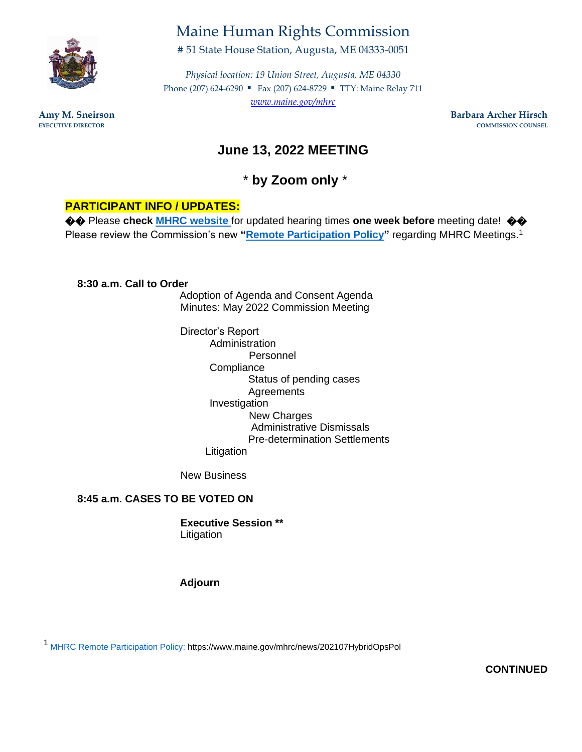# Maine Human Rights Commission

# 51 State House Station, Augusta, ME 04333-0051

*Physical location: 19 Union Street, Augusta, ME 04330*

Phone (207) 624-6290 ▪ Fax (207) 624-8729 ▪ TTY: Maine Relay 711

*www.maine.gov/mhrc*

**Amy M. Sneirson**
**EXECUTIVE DIRECTOR**

**Barbara Archer Hirsch**
**COMMISSION COUNSEL**

## June 13, 2022 MEETING

## * by Zoom only *

**PARTICIPANT INFO / UPDATES:**

�� Please **check** **MHRC website** for updated hearing times **one week before** meeting date! ��
Please review the Commission's new **"Remote Participation Policy"** regarding MHRC Meetings.[1]

**8:30 a.m. Call to Order**

Adoption of Agenda and Consent Agenda
Minutes: May 2022 Commission Meeting

Director's Report
- Administration
  - Personnel
- Compliance
  - Status of pending cases
  - Agreements
- Investigation
  - New Charges
  - Administrative Dismissals
  - Pre-determination Settlements
- Litigation

New Business

**8:45 a.m. CASES TO BE VOTED ON**

**Executive Session \*\***
Litigation

**Adjourn**

[1] MHRC Remote Participation Policy: https://www.maine.gov/mhrc/news/202107HybridOpsPol

**CONTINUED**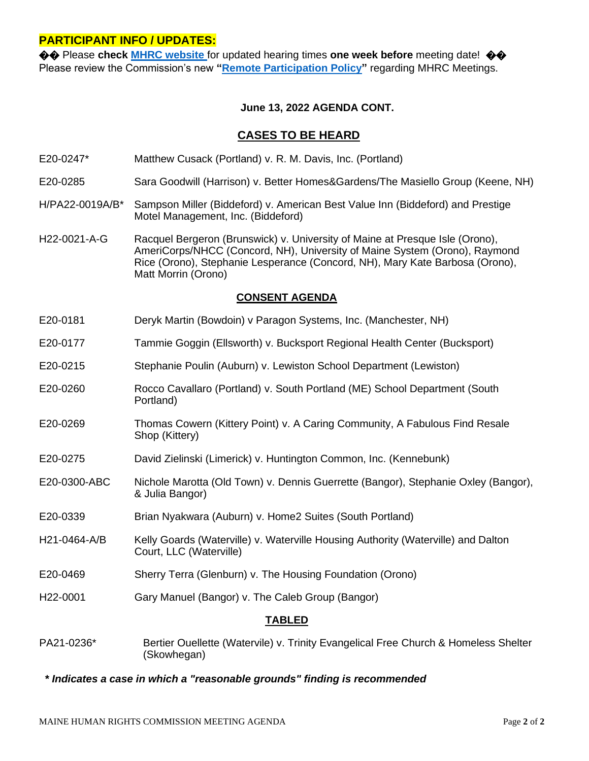**PARTICIPANT INFO / UPDATES:**

�� Please **check MHRC website** for updated hearing times **one week before** meeting date! ��
Please review the Commission's new **"Remote Participation Policy"** regarding MHRC Meetings.

**June 13, 2022 AGENDA CONT.**

## CASES TO BE HEARD

| | |
|---|---|
| E20-0247* | Matthew Cusack (Portland) v. R. M. Davis, Inc. (Portland) |
| E20-0285 | Sara Goodwill (Harrison) v. Better Homes&Gardens/The Masiello Group (Keene, NH) |
| H/PA22-0019A/B* | Sampson Miller (Biddeford) v. American Best Value Inn (Biddeford) and Prestige Motel Management, Inc. (Biddeford) |
| H22-0021-A-G | Racquel Bergeron (Brunswick) v. University of Maine at Presque Isle (Orono), AmeriCorps/NHCC (Concord, NH), University of Maine System (Orono), Raymond Rice (Orono), Stephanie Lesperance (Concord, NH), Mary Kate Barbosa (Orono), Matt Morrin (Orono) |

## CONSENT AGENDA

| | |
|---|---|
| E20-0181 | Deryk Martin (Bowdoin) v Paragon Systems, Inc. (Manchester, NH) |
| E20-0177 | Tammie Goggin (Ellsworth) v. Bucksport Regional Health Center (Bucksport) |
| E20-0215 | Stephanie Poulin (Auburn) v. Lewiston School Department (Lewiston) |
| E20-0260 | Rocco Cavallaro (Portland) v. South Portland (ME) School Department (South Portland) |
| E20-0269 | Thomas Cowern (Kittery Point) v. A Caring Community, A Fabulous Find Resale Shop (Kittery) |
| E20-0275 | David Zielinski (Limerick) v. Huntington Common, Inc. (Kennebunk) |
| E20-0300-ABC | Nichole Marotta (Old Town) v. Dennis Guerrette (Bangor), Stephanie Oxley (Bangor), & Julia Bangor) |
| E20-0339 | Brian Nyakwara (Auburn) v. Home2 Suites (South Portland) |
| H21-0464-A/B | Kelly Goards (Waterville) v. Waterville Housing Authority (Waterville) and Dalton Court, LLC (Waterville) |
| E20-0469 | Sherry Terra (Glenburn) v. The Housing Foundation (Orono) |
| H22-0001 | Gary Manuel (Bangor) v. The Caleb Group (Bangor) |

## TABLED

| | |
|---|---|
| PA21-0236* | Bertier Ouellette (Watervile) v. Trinity Evangelical Free Church & Homeless Shelter (Skowhegan) |

***\* Indicates a case in which a "reasonable grounds" finding is recommended***

MAINE HUMAN RIGHTS COMMISSION MEETING AGENDA